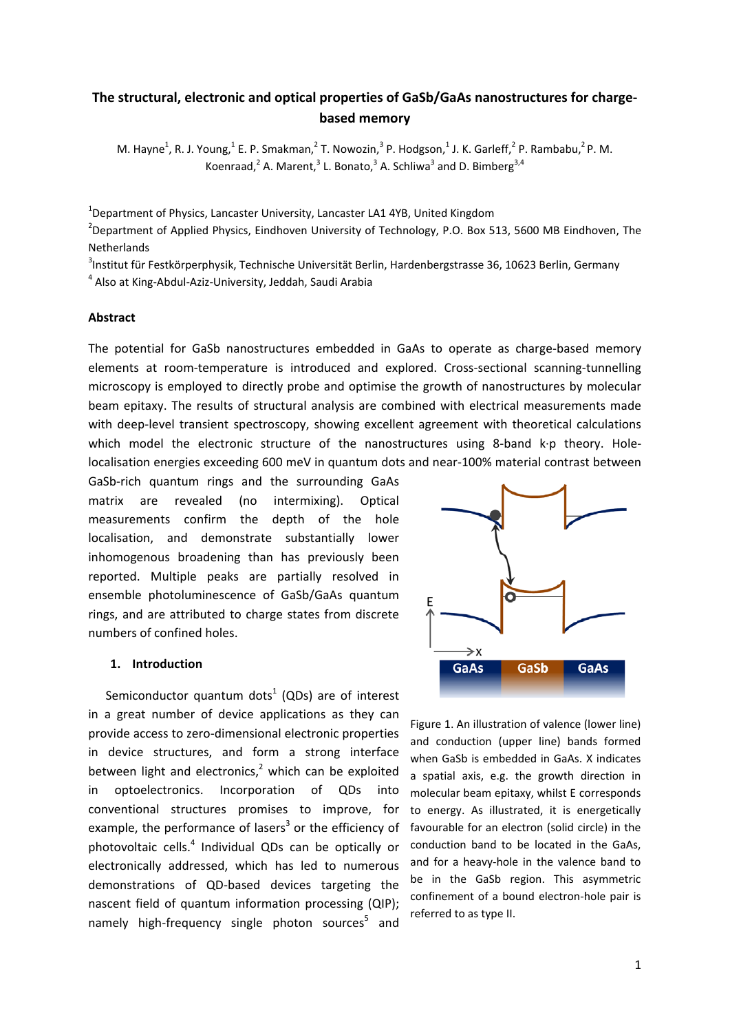# The structural, electronic and optical properties of GaSb/GaAs nanostructures for charge-based memory

M. Hayne[1], R. J. Young,[1] E. P. Smakman,[2] T. Nowozin,[3] P. Hodgson,[1] J. K. Garleff,[2] P. Rambabu,[2] P. M. Koenraad,[2] A. Marent,[3] L. Bonato,[3] A. Schliwa[3] and D. Bimberg[3,4]

[1]Department of Physics, Lancaster University, Lancaster LA1 4YB, United Kingdom
[2]Department of Applied Physics, Eindhoven University of Technology, P.O. Box 513, 5600 MB Eindhoven, The Netherlands
[3]Institut für Festkörperphysik, Technische Universität Berlin, Hardenbergstrasse 36, 10623 Berlin, Germany
[4] Also at King-Abdul-Aziz-University, Jeddah, Saudi Arabia

## Abstract

The potential for GaSb nanostructures embedded in GaAs to operate as charge-based memory elements at room-temperature is introduced and explored. Cross-sectional scanning-tunnelling microscopy is employed to directly probe and optimise the growth of nanostructures by molecular beam epitaxy. The results of structural analysis are combined with electrical measurements made with deep-level transient spectroscopy, showing excellent agreement with theoretical calculations which model the electronic structure of the nanostructures using 8-band k·p theory. Hole-localisation energies exceeding 600 meV in quantum dots and near-100% material contrast between GaSb-rich quantum rings and the surrounding GaAs matrix are revealed (no intermixing). Optical measurements confirm the depth of the hole localisation, and demonstrate substantially lower inhomogenous broadening than has previously been reported. Multiple peaks are partially resolved in ensemble photoluminescence of GaSb/GaAs quantum rings, and are attributed to charge states from discrete numbers of confined holes.

### 1. Introduction

Semiconductor quantum dots[1] (QDs) are of interest in a great number of device applications as they can provide access to zero-dimensional electronic properties in device structures, and form a strong interface between light and electronics,[2] which can be exploited in optoelectronics. Incorporation of QDs into conventional structures promises to improve, for example, the performance of lasers[3] or the efficiency of photovoltaic cells.[4] Individual QDs can be optically or electronically addressed, which has led to numerous demonstrations of QD-based devices targeting the nascent field of quantum information processing (QIP); namely high-frequency single photon sources[5] and

Figure 1. An illustration of valence (lower line) and conduction (upper line) bands formed when GaSb is embedded in GaAs. X indicates a spatial axis, e.g. the growth direction in molecular beam epitaxy, whilst E corresponds to energy. As illustrated, it is energetically favourable for an electron (solid circle) in the conduction band to be located in the GaAs, and for a heavy-hole in the valence band to be in the GaSb region. This asymmetric confinement of a bound electron-hole pair is referred to as type II.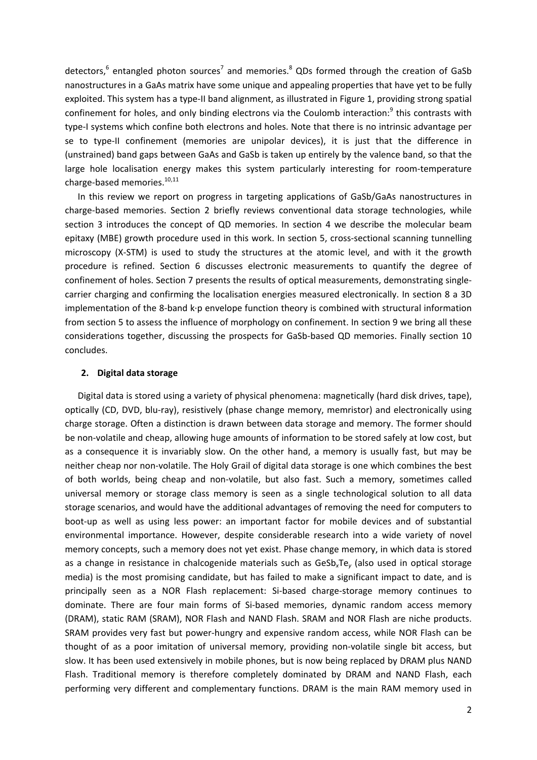detectors,[6] entangled photon sources[7] and memories.[8] QDs formed through the creation of GaSb nanostructures in a GaAs matrix have some unique and appealing properties that have yet to be fully exploited. This system has a type-II band alignment, as illustrated in Figure 1, providing strong spatial confinement for holes, and only binding electrons via the Coulomb interaction:[9] this contrasts with type-I systems which confine both electrons and holes. Note that there is no intrinsic advantage per se to type-II confinement (memories are unipolar devices), it is just that the difference in (unstrained) band gaps between GaAs and GaSb is taken up entirely by the valence band, so that the large hole localisation energy makes this system particularly interesting for room-temperature charge-based memories.[10,11]

In this review we report on progress in targeting applications of GaSb/GaAs nanostructures in charge-based memories. Section 2 briefly reviews conventional data storage technologies, while section 3 introduces the concept of QD memories. In section 4 we describe the molecular beam epitaxy (MBE) growth procedure used in this work. In section 5, cross-sectional scanning tunnelling microscopy (X-STM) is used to study the structures at the atomic level, and with it the growth procedure is refined. Section 6 discusses electronic measurements to quantify the degree of confinement of holes. Section 7 presents the results of optical measurements, demonstrating single-carrier charging and confirming the localisation energies measured electronically. In section 8 a 3D implementation of the 8-band k·p envelope function theory is combined with structural information from section 5 to assess the influence of morphology on confinement. In section 9 we bring all these considerations together, discussing the prospects for GaSb-based QD memories. Finally section 10 concludes.

## 2. Digital data storage

Digital data is stored using a variety of physical phenomena: magnetically (hard disk drives, tape), optically (CD, DVD, blu-ray), resistively (phase change memory, memristor) and electronically using charge storage. Often a distinction is drawn between data storage and memory. The former should be non-volatile and cheap, allowing huge amounts of information to be stored safely at low cost, but as a consequence it is invariably slow. On the other hand, a memory is usually fast, but may be neither cheap nor non-volatile. The Holy Grail of digital data storage is one which combines the best of both worlds, being cheap and non-volatile, but also fast. Such a memory, sometimes called universal memory or storage class memory is seen as a single technological solution to all data storage scenarios, and would have the additional advantages of removing the need for computers to boot-up as well as using less power: an important factor for mobile devices and of substantial environmental importance. However, despite considerable research into a wide variety of novel memory concepts, such a memory does not yet exist. Phase change memory, in which data is stored as a change in resistance in chalcogenide materials such as $GeSb_xTe_y$ (also used in optical storage media) is the most promising candidate, but has failed to make a significant impact to date, and is principally seen as a NOR Flash replacement: Si-based charge-storage memory continues to dominate. There are four main forms of Si-based memories, dynamic random access memory (DRAM), static RAM (SRAM), NOR Flash and NAND Flash. SRAM and NOR Flash are niche products. SRAM provides very fast but power-hungry and expensive random access, while NOR Flash can be thought of as a poor imitation of universal memory, providing non-volatile single bit access, but slow. It has been used extensively in mobile phones, but is now being replaced by DRAM plus NAND Flash. Traditional memory is therefore completely dominated by DRAM and NAND Flash, each performing very different and complementary functions. DRAM is the main RAM memory used in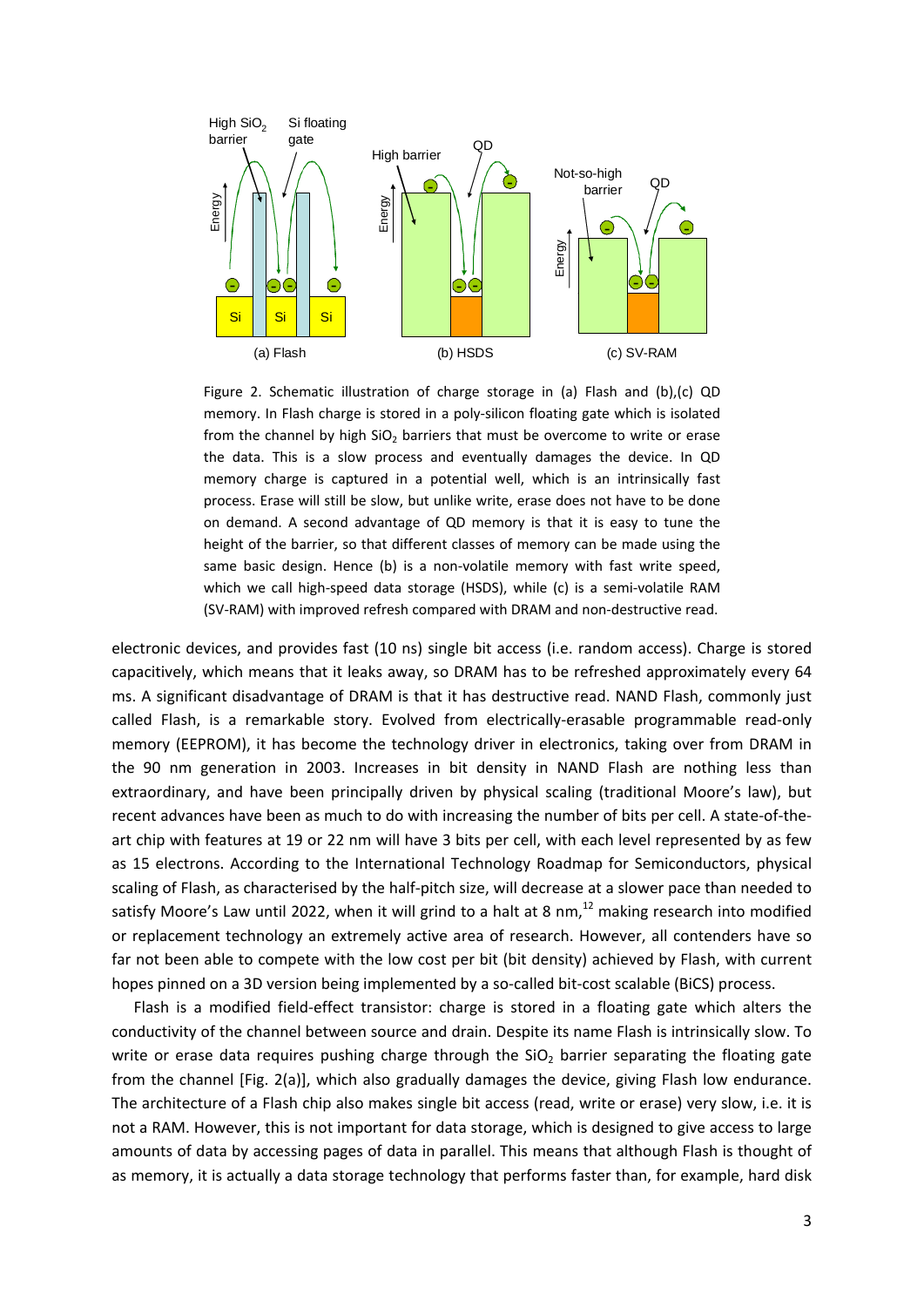Figure 2. Schematic illustration of charge storage in (a) Flash and (b),(c) QD memory. In Flash charge is stored in a poly-silicon floating gate which is isolated from the channel by high $SiO_2$ barriers that must be overcome to write or erase the data. This is a slow process and eventually damages the device. In QD memory charge is captured in a potential well, which is an intrinsically fast process. Erase will still be slow, but unlike write, erase does not have to be done on demand. A second advantage of QD memory is that it is easy to tune the height of the barrier, so that different classes of memory can be made using the same basic design. Hence (b) is a non-volatile memory with fast write speed, which we call high-speed data storage (HSDS), while (c) is a semi-volatile RAM (SV-RAM) with improved refresh compared with DRAM and non-destructive read.

electronic devices, and provides fast (10 ns) single bit access (i.e. random access). Charge is stored capacitively, which means that it leaks away, so DRAM has to be refreshed approximately every 64 ms. A significant disadvantage of DRAM is that it has destructive read. NAND Flash, commonly just called Flash, is a remarkable story. Evolved from electrically-erasable programmable read-only memory (EEPROM), it has become the technology driver in electronics, taking over from DRAM in the 90 nm generation in 2003. Increases in bit density in NAND Flash are nothing less than extraordinary, and have been principally driven by physical scaling (traditional Moore's law), but recent advances have been as much to do with increasing the number of bits per cell. A state-of-the-art chip with features at 19 or 22 nm will have 3 bits per cell, with each level represented by as few as 15 electrons. According to the International Technology Roadmap for Semiconductors, physical scaling of Flash, as characterised by the half-pitch size, will decrease at a slower pace than needed to satisfy Moore's Law until 2022, when it will grind to a halt at 8 nm,[12] making research into modified or replacement technology an extremely active area of research. However, all contenders have so far not been able to compete with the low cost per bit (bit density) achieved by Flash, with current hopes pinned on a 3D version being implemented by a so-called bit-cost scalable (BiCS) process.

Flash is a modified field-effect transistor: charge is stored in a floating gate which alters the conductivity of the channel between source and drain. Despite its name Flash is intrinsically slow. To write or erase data requires pushing charge through the $SiO_2$ barrier separating the floating gate from the channel [Fig. 2(a)], which also gradually damages the device, giving Flash low endurance. The architecture of a Flash chip also makes single bit access (read, write or erase) very slow, i.e. it is not a RAM. However, this is not important for data storage, which is designed to give access to large amounts of data by accessing pages of data in parallel. This means that although Flash is thought of as memory, it is actually a data storage technology that performs faster than, for example, hard disk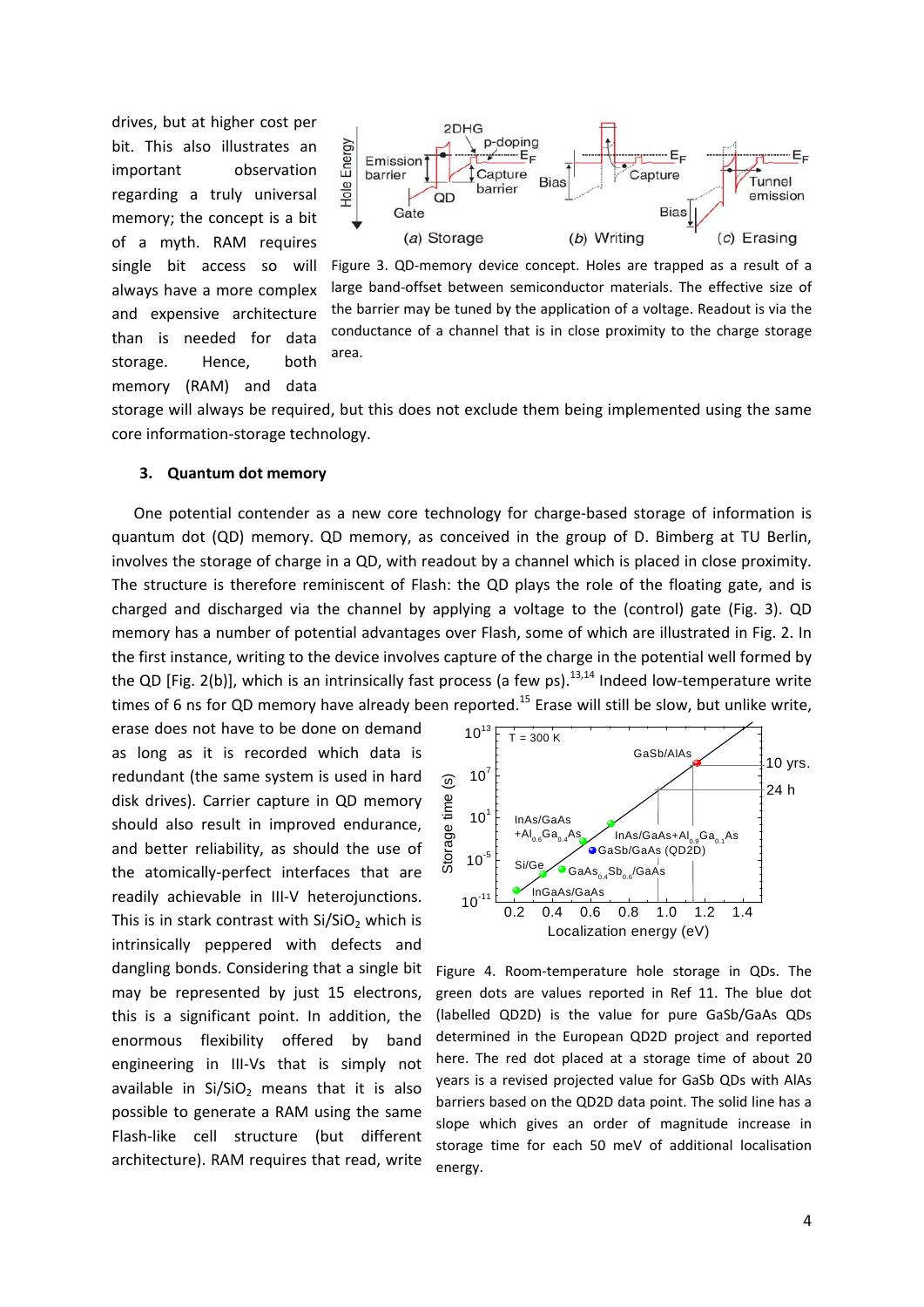drives, but at higher cost per bit. This also illustrates an important observation regarding a truly universal memory; the concept is a bit of a myth. RAM requires single bit access so will always have a more complex and expensive architecture than is needed for data storage. Hence, both memory (RAM) and data storage will always be required, but this does not exclude them being implemented using the same core information-storage technology.

Figure 3. QD-memory device concept. Holes are trapped as a result of a large band-offset between semiconductor materials. The effective size of the barrier may be tuned by the application of a voltage. Readout is via the conductance of a channel that is in close proximity to the charge storage area.

### 3. Quantum dot memory

One potential contender as a new core technology for charge-based storage of information is quantum dot (QD) memory. QD memory, as conceived in the group of D. Bimberg at TU Berlin, involves the storage of charge in a QD, with readout by a channel which is placed in close proximity. The structure is therefore reminiscent of Flash: the QD plays the role of the floating gate, and is charged and discharged via the channel by applying a voltage to the (control) gate (Fig. 3). QD memory has a number of potential advantages over Flash, some of which are illustrated in Fig. 2. In the first instance, writing to the device involves capture of the charge in the potential well formed by the QD [Fig. 2(b)], which is an intrinsically fast process (a few ps).[13,14] Indeed low-temperature write times of 6 ns for QD memory have already been reported.[15] Erase will still be slow, but unlike write, erase does not have to be done on demand as long as it is recorded which data is redundant (the same system is used in hard disk drives). Carrier capture in QD memory should also result in improved endurance, and better reliability, as should the use of the atomically-perfect interfaces that are readily achievable in III-V heterojunctions. This is in stark contrast with $Si/SiO_2$ which is intrinsically peppered with defects and dangling bonds. Considering that a single bit may be represented by just 15 electrons, this is a significant point. In addition, the enormous flexibility offered by band engineering in III-Vs that is simply not available in $Si/SiO_2$ means that it is also possible to generate a RAM using the same Flash-like cell structure (but different architecture). RAM requires that read, write

Figure 4. Room-temperature hole storage in QDs. The green dots are values reported in Ref 11. The blue dot (labelled QD2D) is the value for pure GaSb/GaAs QDs determined in the European QD2D project and reported here. The red dot placed at a storage time of about 20 years is a revised projected value for GaSb QDs with AlAs barriers based on the QD2D data point. The solid line has a slope which gives an order of magnitude increase in storage time for each 50 meV of additional localisation energy.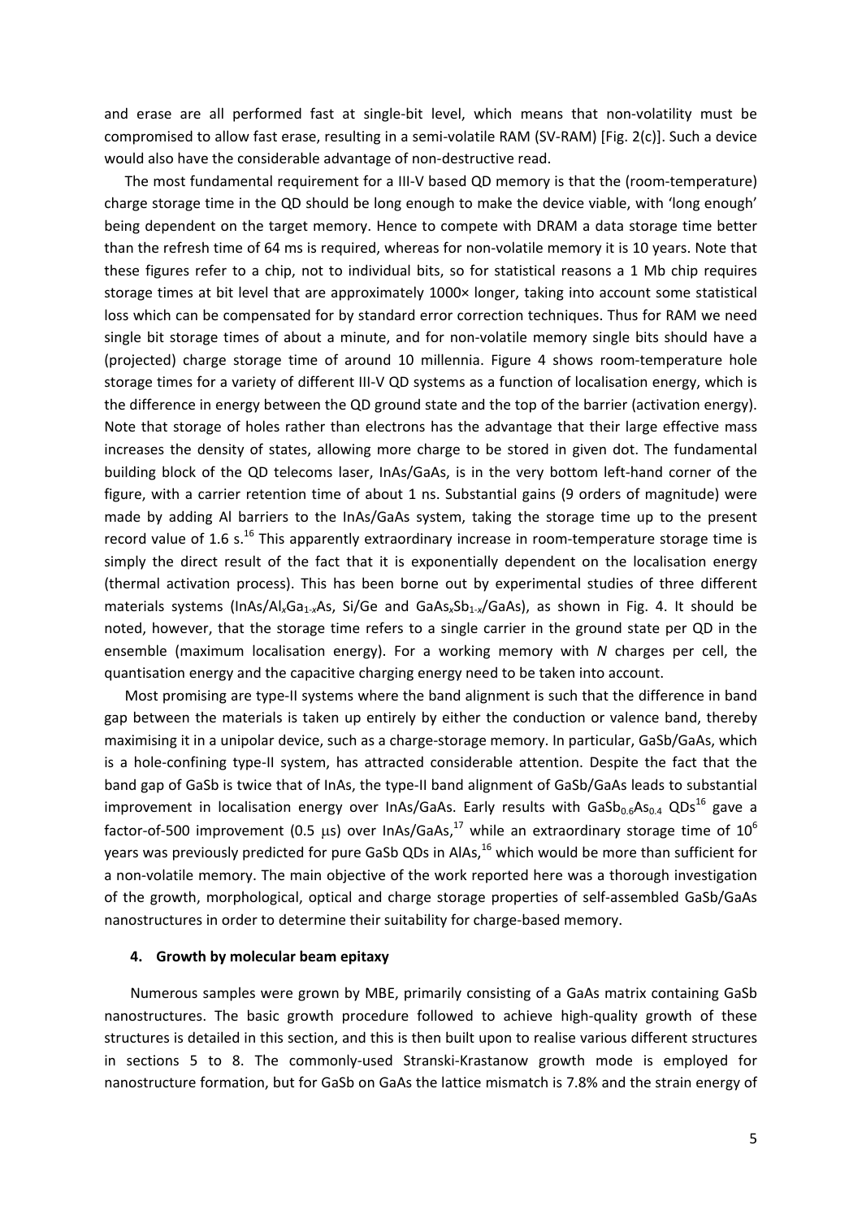and erase are all performed fast at single-bit level, which means that non-volatility must be compromised to allow fast erase, resulting in a semi-volatile RAM (SV-RAM) [Fig. 2(c)]. Such a device would also have the considerable advantage of non-destructive read.

The most fundamental requirement for a III-V based QD memory is that the (room-temperature) charge storage time in the QD should be long enough to make the device viable, with 'long enough' being dependent on the target memory. Hence to compete with DRAM a data storage time better than the refresh time of 64 ms is required, whereas for non-volatile memory it is 10 years. Note that these figures refer to a chip, not to individual bits, so for statistical reasons a 1 Mb chip requires storage times at bit level that are approximately 1000× longer, taking into account some statistical loss which can be compensated for by standard error correction techniques. Thus for RAM we need single bit storage times of about a minute, and for non-volatile memory single bits should have a (projected) charge storage time of around 10 millennia. Figure 4 shows room-temperature hole storage times for a variety of different III-V QD systems as a function of localisation energy, which is the difference in energy between the QD ground state and the top of the barrier (activation energy). Note that storage of holes rather than electrons has the advantage that their large effective mass increases the density of states, allowing more charge to be stored in given dot. The fundamental building block of the QD telecoms laser, InAs/GaAs, is in the very bottom left-hand corner of the figure, with a carrier retention time of about 1 ns. Substantial gains (9 orders of magnitude) were made by adding Al barriers to the InAs/GaAs system, taking the storage time up to the present record value of 1.6 s.[16] This apparently extraordinary increase in room-temperature storage time is simply the direct result of the fact that it is exponentially dependent on the localisation energy (thermal activation process). This has been borne out by experimental studies of three different materials systems ($InAs/Al_xGa_{1-x}As$, Si/Ge and $GaAs_xSb_{1-x}/GaAs$), as shown in Fig. 4. It should be noted, however, that the storage time refers to a single carrier in the ground state per QD in the ensemble (maximum localisation energy). For a working memory with $N$ charges per cell, the quantisation energy and the capacitive charging energy need to be taken into account.

Most promising are type-II systems where the band alignment is such that the difference in band gap between the materials is taken up entirely by either the conduction or valence band, thereby maximising it in a unipolar device, such as a charge-storage memory. In particular, GaSb/GaAs, which is a hole-confining type-II system, has attracted considerable attention. Despite the fact that the band gap of GaSb is twice that of InAs, the type-II band alignment of GaSb/GaAs leads to substantial improvement in localisation energy over InAs/GaAs. Early results with $GaSb_{0.6}As_{0.4}$ QDs[16] gave a factor-of-500 improvement (0.5 μs) over InAs/GaAs,[17] while an extraordinary storage time of $10^6$ years was previously predicted for pure GaSb QDs in AlAs,[16] which would be more than sufficient for a non-volatile memory. The main objective of the work reported here was a thorough investigation of the growth, morphological, optical and charge storage properties of self-assembled GaSb/GaAs nanostructures in order to determine their suitability for charge-based memory.

## 4. Growth by molecular beam epitaxy

Numerous samples were grown by MBE, primarily consisting of a GaAs matrix containing GaSb nanostructures. The basic growth procedure followed to achieve high-quality growth of these structures is detailed in this section, and this is then built upon to realise various different structures in sections 5 to 8. The commonly-used Stranski-Krastanow growth mode is employed for nanostructure formation, but for GaSb on GaAs the lattice mismatch is 7.8% and the strain energy of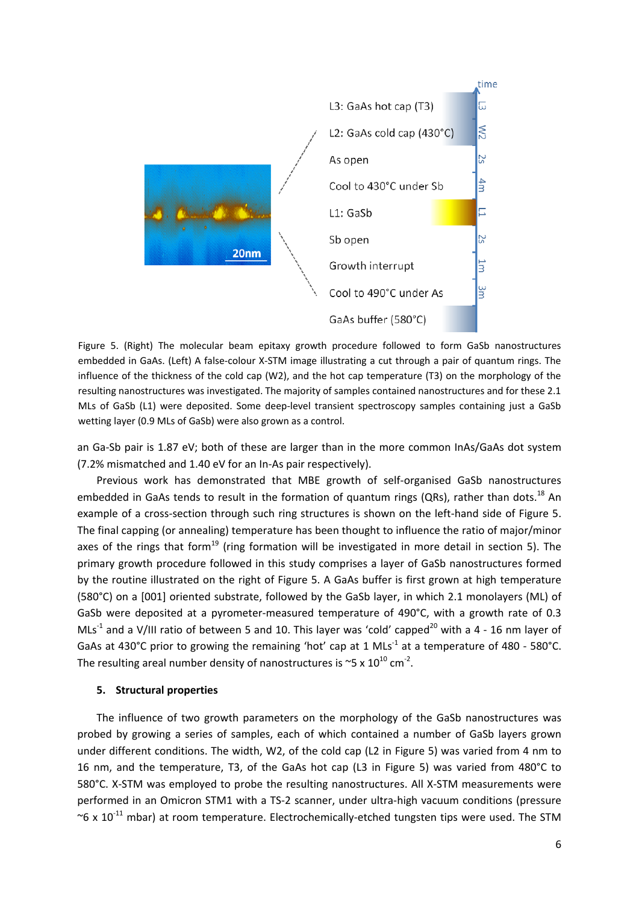Figure 5. (Right) The molecular beam epitaxy growth procedure followed to form GaSb nanostructures embedded in GaAs. (Left) A false-colour X-STM image illustrating a cut through a pair of quantum rings. The influence of the thickness of the cold cap (W2), and the hot cap temperature (T3) on the morphology of the resulting nanostructures was investigated. The majority of samples contained nanostructures and for these 2.1 MLs of GaSb (L1) were deposited. Some deep-level transient spectroscopy samples containing just a GaSb wetting layer (0.9 MLs of GaSb) were also grown as a control.

an Ga-Sb pair is 1.87 eV; both of these are larger than in the more common InAs/GaAs dot system (7.2% mismatched and 1.40 eV for an In-As pair respectively).

Previous work has demonstrated that MBE growth of self-organised GaSb nanostructures embedded in GaAs tends to result in the formation of quantum rings (QRs), rather than dots.[18] An example of a cross-section through such ring structures is shown on the left-hand side of Figure 5. The final capping (or annealing) temperature has been thought to influence the ratio of major/minor axes of the rings that form[19] (ring formation will be investigated in more detail in section 5). The primary growth procedure followed in this study comprises a layer of GaSb nanostructures formed by the routine illustrated on the right of Figure 5. A GaAs buffer is first grown at high temperature (580°C) on a [001] oriented substrate, followed by the GaSb layer, in which 2.1 monolayers (ML) of GaSb were deposited at a pyrometer-measured temperature of 490°C, with a growth rate of 0.3 $MLs^{-1}$ and a V/III ratio of between 5 and 10. This layer was 'cold' capped[20] with a 4 - 16 nm layer of GaAs at 430°C prior to growing the remaining 'hot' cap at 1 $MLs^{-1}$ at a temperature of 480 - 580°C. The resulting areal number density of nanostructures is ~5 x $10^{10}$ $cm^{-2}$.

## 5. Structural properties

The influence of two growth parameters on the morphology of the GaSb nanostructures was probed by growing a series of samples, each of which contained a number of GaSb layers grown under different conditions. The width, W2, of the cold cap (L2 in Figure 5) was varied from 4 nm to 16 nm, and the temperature, T3, of the GaAs hot cap (L3 in Figure 5) was varied from 480°C to 580°C. X-STM was employed to probe the resulting nanostructures. All X-STM measurements were performed in an Omicron STM1 with a TS-2 scanner, under ultra-high vacuum conditions (pressure ~6 x $10^{-11}$ mbar) at room temperature. Electrochemically-etched tungsten tips were used. The STM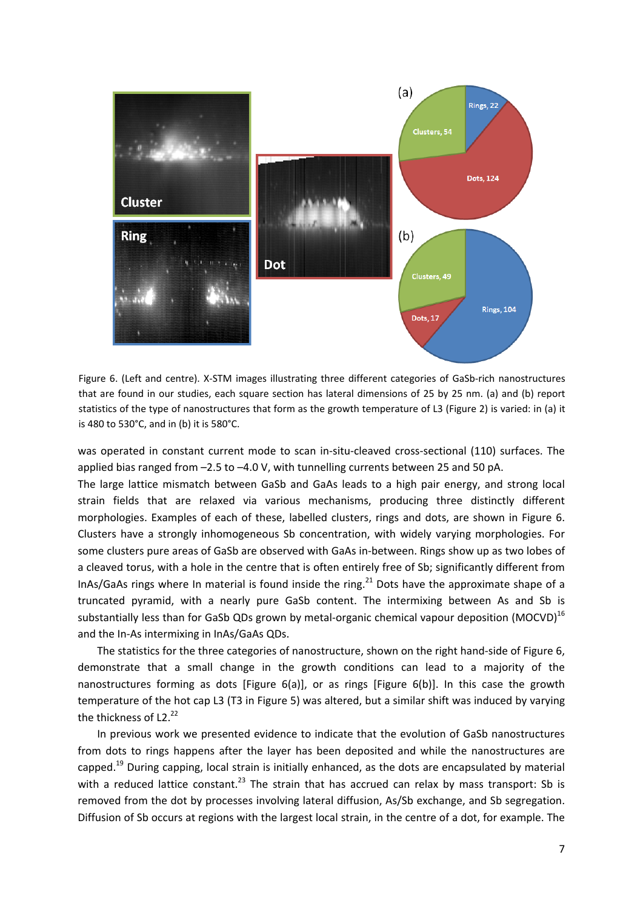Figure 6. (Left and centre). X-STM images illustrating three different categories of GaSb-rich nanostructures that are found in our studies, each square section has lateral dimensions of 25 by 25 nm. (a) and (b) report statistics of the type of nanostructures that form as the growth temperature of L3 (Figure 2) is varied: in (a) it is 480 to 530°C, and in (b) it is 580°C.

was operated in constant current mode to scan in-situ-cleaved cross-sectional (110) surfaces. The applied bias ranged from –2.5 to –4.0 V, with tunnelling currents between 25 and 50 pA.

The large lattice mismatch between GaSb and GaAs leads to a high pair energy, and strong local strain fields that are relaxed via various mechanisms, producing three distinctly different morphologies. Examples of each of these, labelled clusters, rings and dots, are shown in Figure 6. Clusters have a strongly inhomogeneous Sb concentration, with widely varying morphologies. For some clusters pure areas of GaSb are observed with GaAs in-between. Rings show up as two lobes of a cleaved torus, with a hole in the centre that is often entirely free of Sb; significantly different from InAs/GaAs rings where In material is found inside the ring.[21] Dots have the approximate shape of a truncated pyramid, with a nearly pure GaSb content. The intermixing between As and Sb is substantially less than for GaSb QDs grown by metal-organic chemical vapour deposition (MOCVD)[16] and the In-As intermixing in InAs/GaAs QDs.

The statistics for the three categories of nanostructure, shown on the right hand-side of Figure 6, demonstrate that a small change in the growth conditions can lead to a majority of the nanostructures forming as dots [Figure 6(a)], or as rings [Figure 6(b)]. In this case the growth temperature of the hot cap L3 (T3 in Figure 5) was altered, but a similar shift was induced by varying the thickness of L2.[22]

In previous work we presented evidence to indicate that the evolution of GaSb nanostructures from dots to rings happens after the layer has been deposited and while the nanostructures are capped.[19] During capping, local strain is initially enhanced, as the dots are encapsulated by material with a reduced lattice constant.[23] The strain that has accrued can relax by mass transport: Sb is removed from the dot by processes involving lateral diffusion, As/Sb exchange, and Sb segregation. Diffusion of Sb occurs at regions with the largest local strain, in the centre of a dot, for example. The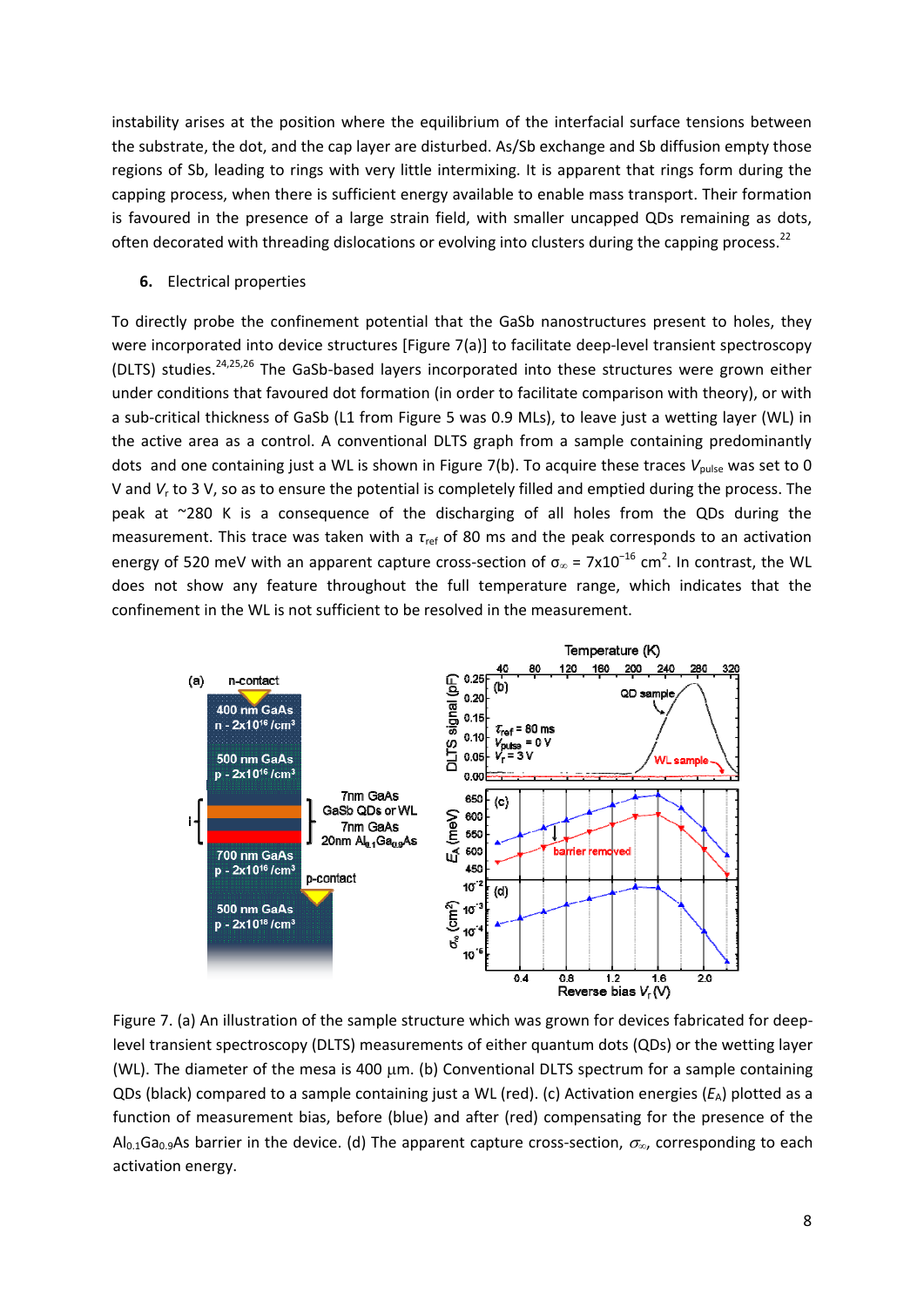instability arises at the position where the equilibrium of the interfacial surface tensions between the substrate, the dot, and the cap layer are disturbed. As/Sb exchange and Sb diffusion empty those regions of Sb, leading to rings with very little intermixing. It is apparent that rings form during the capping process, when there is sufficient energy available to enable mass transport. Their formation is favoured in the presence of a large strain field, with smaller uncapped QDs remaining as dots, often decorated with threading dislocations or evolving into clusters during the capping process.[22]

## 6. Electrical properties

To directly probe the confinement potential that the GaSb nanostructures present to holes, they were incorporated into device structures [Figure 7(a)] to facilitate deep-level transient spectroscopy (DLTS) studies.[24,25,26] The GaSb-based layers incorporated into these structures were grown either under conditions that favoured dot formation (in order to facilitate comparison with theory), or with a sub-critical thickness of GaSb (L1 from Figure 5 was 0.9 MLs), to leave just a wetting layer (WL) in the active area as a control. A conventional DLTS graph from a sample containing predominantly dots and one containing just a WL is shown in Figure 7(b). To acquire these traces $V_{pulse}$ was set to 0 V and $V_r$ to 3 V, so as to ensure the potential is completely filled and emptied during the process. The peak at ~280 K is a consequence of the discharging of all holes from the QDs during the measurement. This trace was taken with a $\tau_{ref}$ of 80 ms and the peak corresponds to an activation energy of 520 meV with an apparent capture cross-section of $\sigma_\infty = 7\times10^{-16}$ cm$^2$. In contrast, the WL does not show any feature throughout the full temperature range, which indicates that the confinement in the WL is not sufficient to be resolved in the measurement.

Figure 7. (a) An illustration of the sample structure which was grown for devices fabricated for deep-level transient spectroscopy (DLTS) measurements of either quantum dots (QDs) or the wetting layer (WL). The diameter of the mesa is 400 µm. (b) Conventional DLTS spectrum for a sample containing QDs (black) compared to a sample containing just a WL (red). (c) Activation energies ($E_A$) plotted as a function of measurement bias, before (blue) and after (red) compensating for the presence of the $Al_{0.1}Ga_{0.9}As$ barrier in the device. (d) The apparent capture cross-section, $\sigma_\infty$, corresponding to each activation energy.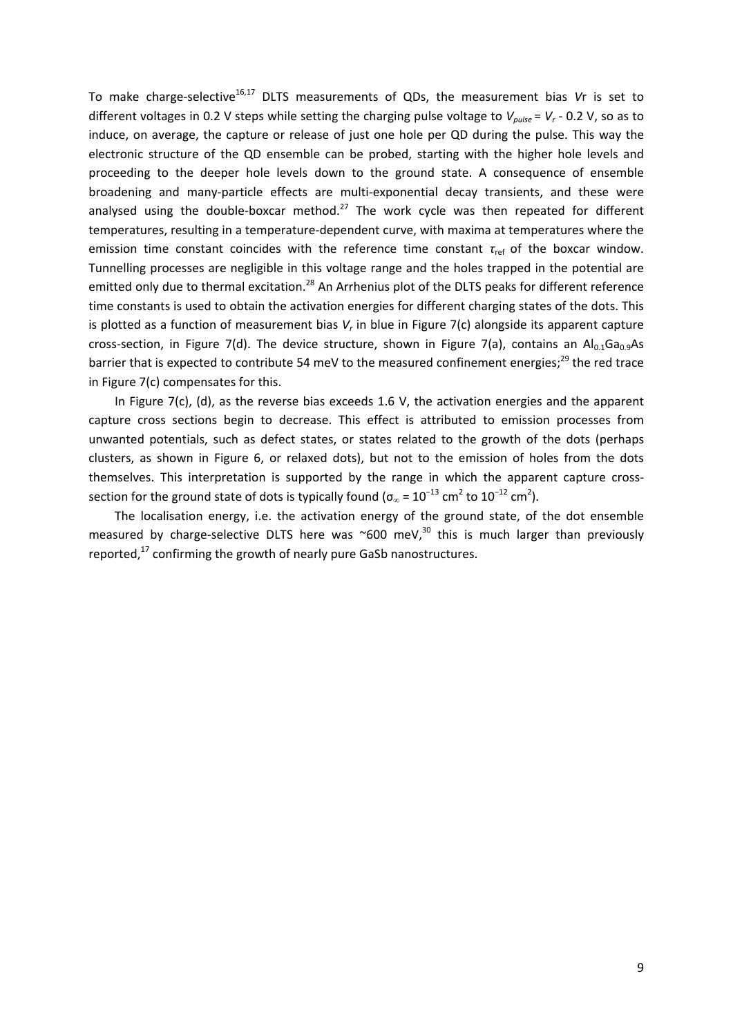To make charge-selective[16,17] DLTS measurements of QDs, the measurement bias *V*r is set to different voltages in 0.2 V steps while setting the charging pulse voltage to $V_{pulse} = V_r$ - 0.2 V, so as to induce, on average, the capture or release of just one hole per QD during the pulse. This way the electronic structure of the QD ensemble can be probed, starting with the higher hole levels and proceeding to the deeper hole levels down to the ground state. A consequence of ensemble broadening and many-particle effects are multi-exponential decay transients, and these were analysed using the double-boxcar method.[27] The work cycle was then repeated for different temperatures, resulting in a temperature-dependent curve, with maxima at temperatures where the emission time constant coincides with the reference time constant $\tau_{ref}$ of the boxcar window. Tunnelling processes are negligible in this voltage range and the holes trapped in the potential are emitted only due to thermal excitation.[28] An Arrhenius plot of the DLTS peaks for different reference time constants is used to obtain the activation energies for different charging states of the dots. This is plotted as a function of measurement bias $V_r$ in blue in Figure 7(c) alongside its apparent capture cross-section, in Figure 7(d). The device structure, shown in Figure 7(a), contains an $Al_{0.1}Ga_{0.9}As$ barrier that is expected to contribute 54 meV to the measured confinement energies;[29] the red trace in Figure 7(c) compensates for this.

In Figure 7(c), (d), as the reverse bias exceeds 1.6 V, the activation energies and the apparent capture cross sections begin to decrease. This effect is attributed to emission processes from unwanted potentials, such as defect states, or states related to the growth of the dots (perhaps clusters, as shown in Figure 6, or relaxed dots), but not to the emission of holes from the dots themselves. This interpretation is supported by the range in which the apparent capture cross-section for the ground state of dots is typically found ($\sigma_{\infty} = 10^{-13}$ cm$^2$ to $10^{-12}$ cm$^2$).

The localisation energy, i.e. the activation energy of the ground state, of the dot ensemble measured by charge-selective DLTS here was ~600 meV,[30] this is much larger than previously reported,[17] confirming the growth of nearly pure GaSb nanostructures.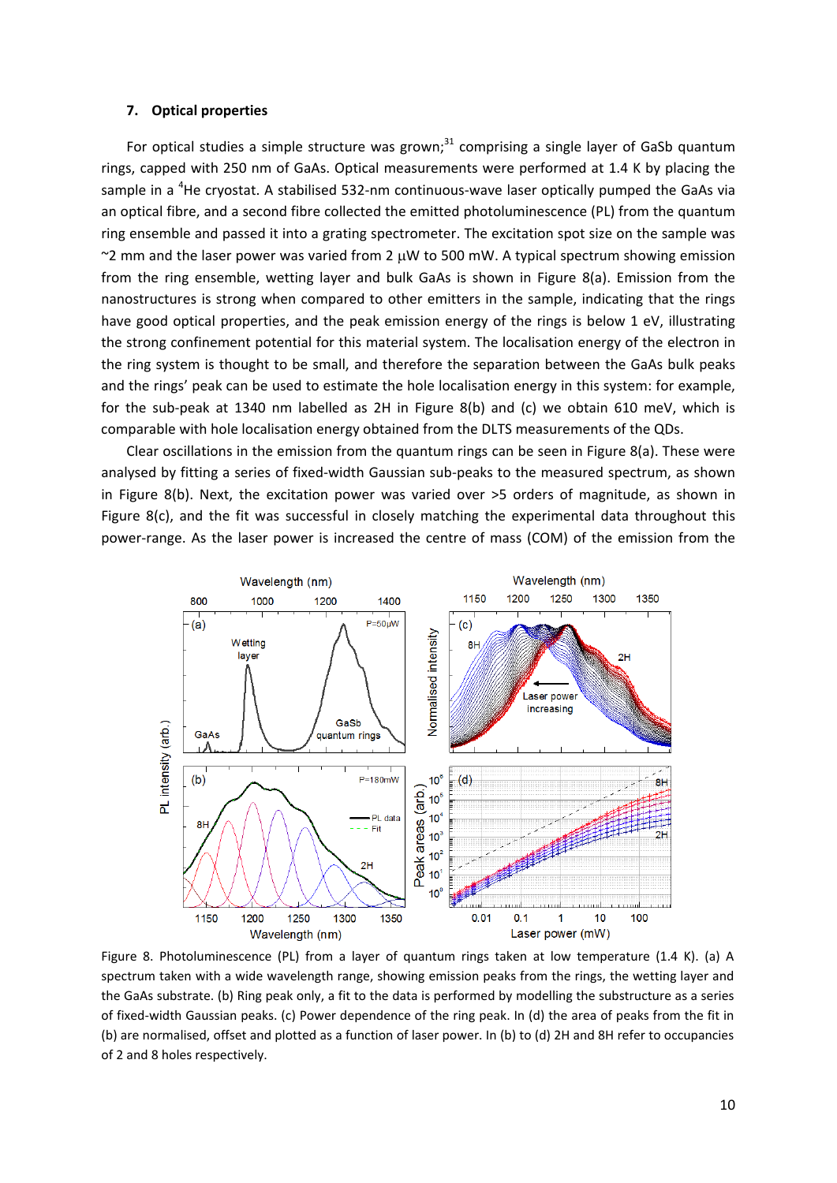## 7. Optical properties

For optical studies a simple structure was grown;[31] comprising a single layer of GaSb quantum rings, capped with 250 nm of GaAs. Optical measurements were performed at 1.4 K by placing the sample in a $^4$He cryostat. A stabilised 532-nm continuous-wave laser optically pumped the GaAs via an optical fibre, and a second fibre collected the emitted photoluminescence (PL) from the quantum ring ensemble and passed it into a grating spectrometer. The excitation spot size on the sample was ~2 mm and the laser power was varied from 2 μW to 500 mW. A typical spectrum showing emission from the ring ensemble, wetting layer and bulk GaAs is shown in Figure 8(a). Emission from the nanostructures is strong when compared to other emitters in the sample, indicating that the rings have good optical properties, and the peak emission energy of the rings is below 1 eV, illustrating the strong confinement potential for this material system. The localisation energy of the electron in the ring system is thought to be small, and therefore the separation between the GaAs bulk peaks and the rings' peak can be used to estimate the hole localisation energy in this system: for example, for the sub-peak at 1340 nm labelled as 2H in Figure 8(b) and (c) we obtain 610 meV, which is comparable with hole localisation energy obtained from the DLTS measurements of the QDs.

Clear oscillations in the emission from the quantum rings can be seen in Figure 8(a). These were analysed by fitting a series of fixed-width Gaussian sub-peaks to the measured spectrum, as shown in Figure 8(b). Next, the excitation power was varied over >5 orders of magnitude, as shown in Figure 8(c), and the fit was successful in closely matching the experimental data throughout this power-range. As the laser power is increased the centre of mass (COM) of the emission from the

Figure 8. Photoluminescence (PL) from a layer of quantum rings taken at low temperature (1.4 K). (a) A spectrum taken with a wide wavelength range, showing emission peaks from the rings, the wetting layer and the GaAs substrate. (b) Ring peak only, a fit to the data is performed by modelling the substructure as a series of fixed-width Gaussian peaks. (c) Power dependence of the ring peak. In (d) the area of peaks from the fit in (b) are normalised, offset and plotted as a function of laser power. In (b) to (d) 2H and 8H refer to occupancies of 2 and 8 holes respectively.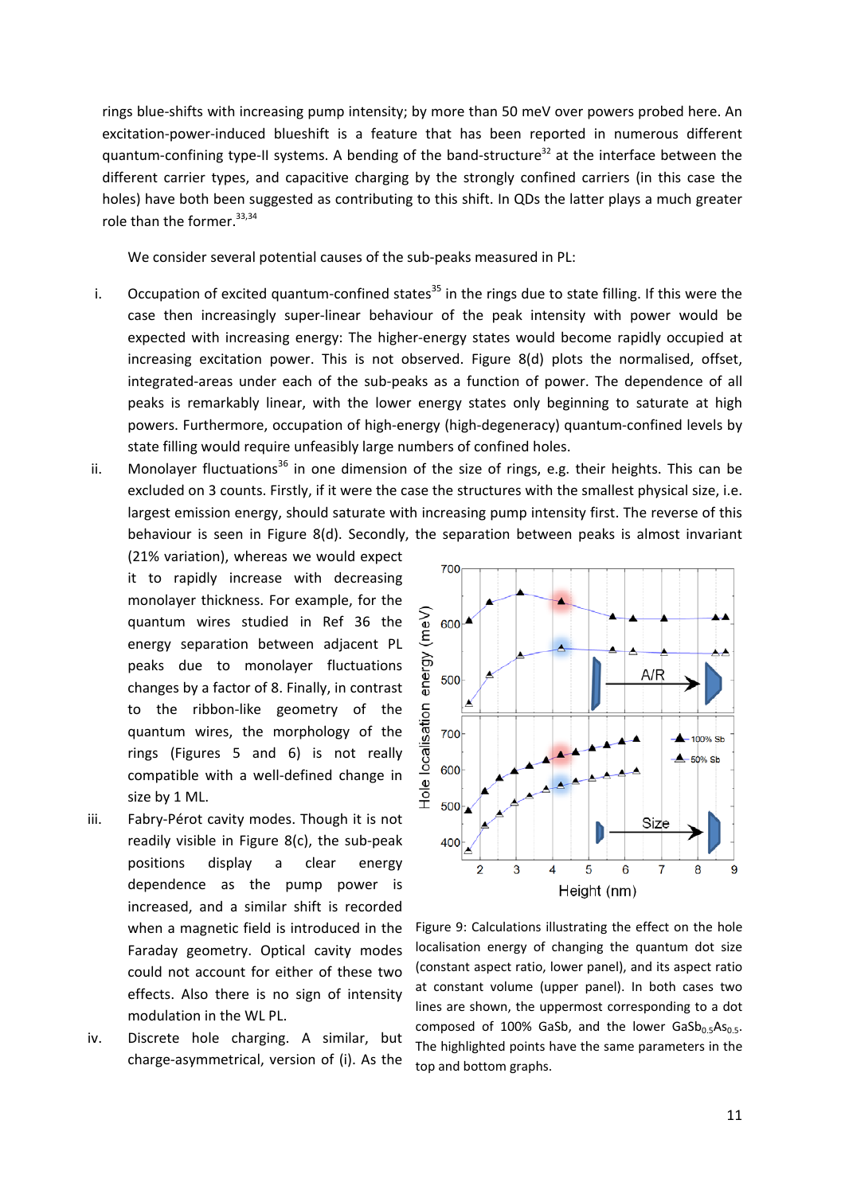rings blue-shifts with increasing pump intensity; by more than 50 meV over powers probed here. An excitation-power-induced blueshift is a feature that has been reported in numerous different quantum-confining type-II systems. A bending of the band-structure[32] at the interface between the different carrier types, and capacitive charging by the strongly confined carriers (in this case the holes) have both been suggested as contributing to this shift. In QDs the latter plays a much greater role than the former.[33,34]

We consider several potential causes of the sub-peaks measured in PL:

i. Occupation of excited quantum-confined states[35] in the rings due to state filling. If this were the case then increasingly super-linear behaviour of the peak intensity with power would be expected with increasing energy: The higher-energy states would become rapidly occupied at increasing excitation power. This is not observed. Figure 8(d) plots the normalised, offset, integrated-areas under each of the sub-peaks as a function of power. The dependence of all peaks is remarkably linear, with the lower energy states only beginning to saturate at high powers. Furthermore, occupation of high-energy (high-degeneracy) quantum-confined levels by state filling would require unfeasibly large numbers of confined holes.

ii. Monolayer fluctuations[36] in one dimension of the size of rings, e.g. their heights. This can be excluded on 3 counts. Firstly, if it were the case the structures with the smallest physical size, i.e. largest emission energy, should saturate with increasing pump intensity first. The reverse of this behaviour is seen in Figure 8(d). Secondly, the separation between peaks is almost invariant (21% variation), whereas we would expect it to rapidly increase with decreasing monolayer thickness. For example, for the quantum wires studied in Ref 36 the energy separation between adjacent PL peaks due to monolayer fluctuations changes by a factor of 8. Finally, in contrast to the ribbon-like geometry of the quantum wires, the morphology of the rings (Figures 5 and 6) is not really compatible with a well-defined change in size by 1 ML.

iii. Fabry-Pérot cavity modes. Though it is not readily visible in Figure 8(c), the sub-peak positions display a clear energy dependence as the pump power is increased, and a similar shift is recorded when a magnetic field is introduced in the Faraday geometry. Optical cavity modes could not account for either of these two effects. Also there is no sign of intensity modulation in the WL PL.

iv. Discrete hole charging. A similar, but charge-asymmetrical, version of (i). As the

Figure 9: Calculations illustrating the effect on the hole localisation energy of changing the quantum dot size (constant aspect ratio, lower panel), and its aspect ratio at constant volume (upper panel). In both cases two lines are shown, the uppermost corresponding to a dot composed of 100% GaSb, and the lower $GaSb_{0.5}As_{0.5}$. The highlighted points have the same parameters in the top and bottom graphs.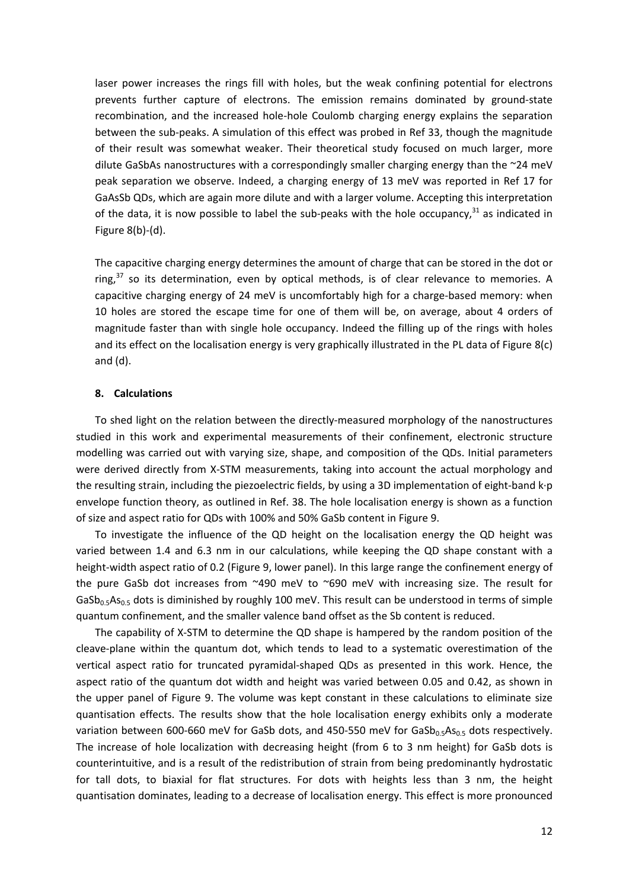laser power increases the rings fill with holes, but the weak confining potential for electrons prevents further capture of electrons. The emission remains dominated by ground-state recombination, and the increased hole-hole Coulomb charging energy explains the separation between the sub-peaks. A simulation of this effect was probed in Ref 33, though the magnitude of their result was somewhat weaker. Their theoretical study focused on much larger, more dilute GaSbAs nanostructures with a correspondingly smaller charging energy than the ~24 meV peak separation we observe. Indeed, a charging energy of 13 meV was reported in Ref 17 for GaAsSb QDs, which are again more dilute and with a larger volume. Accepting this interpretation of the data, it is now possible to label the sub-peaks with the hole occupancy,[31] as indicated in Figure 8(b)-(d).

The capacitive charging energy determines the amount of charge that can be stored in the dot or ring,[37] so its determination, even by optical methods, is of clear relevance to memories. A capacitive charging energy of 24 meV is uncomfortably high for a charge-based memory: when 10 holes are stored the escape time for one of them will be, on average, about 4 orders of magnitude faster than with single hole occupancy. Indeed the filling up of the rings with holes and its effect on the localisation energy is very graphically illustrated in the PL data of Figure 8(c) and (d).

## 8. Calculations

To shed light on the relation between the directly-measured morphology of the nanostructures studied in this work and experimental measurements of their confinement, electronic structure modelling was carried out with varying size, shape, and composition of the QDs. Initial parameters were derived directly from X-STM measurements, taking into account the actual morphology and the resulting strain, including the piezoelectric fields, by using a 3D implementation of eight-band k·p envelope function theory, as outlined in Ref. 38. The hole localisation energy is shown as a function of size and aspect ratio for QDs with 100% and 50% GaSb content in Figure 9.

To investigate the influence of the QD height on the localisation energy the QD height was varied between 1.4 and 6.3 nm in our calculations, while keeping the QD shape constant with a height-width aspect ratio of 0.2 (Figure 9, lower panel). In this large range the confinement energy of the pure GaSb dot increases from ~490 meV to ~690 meV with increasing size. The result for $GaSb_{0.5}As_{0.5}$ dots is diminished by roughly 100 meV. This result can be understood in terms of simple quantum confinement, and the smaller valence band offset as the Sb content is reduced.

The capability of X-STM to determine the QD shape is hampered by the random position of the cleave-plane within the quantum dot, which tends to lead to a systematic overestimation of the vertical aspect ratio for truncated pyramidal-shaped QDs as presented in this work. Hence, the aspect ratio of the quantum dot width and height was varied between 0.05 and 0.42, as shown in the upper panel of Figure 9. The volume was kept constant in these calculations to eliminate size quantisation effects. The results show that the hole localisation energy exhibits only a moderate variation between 600-660 meV for GaSb dots, and 450-550 meV for $GaSb_{0.5}As_{0.5}$ dots respectively. The increase of hole localization with decreasing height (from 6 to 3 nm height) for GaSb dots is counterintuitive, and is a result of the redistribution of strain from being predominantly hydrostatic for tall dots, to biaxial for flat structures. For dots with heights less than 3 nm, the height quantisation dominates, leading to a decrease of localisation energy. This effect is more pronounced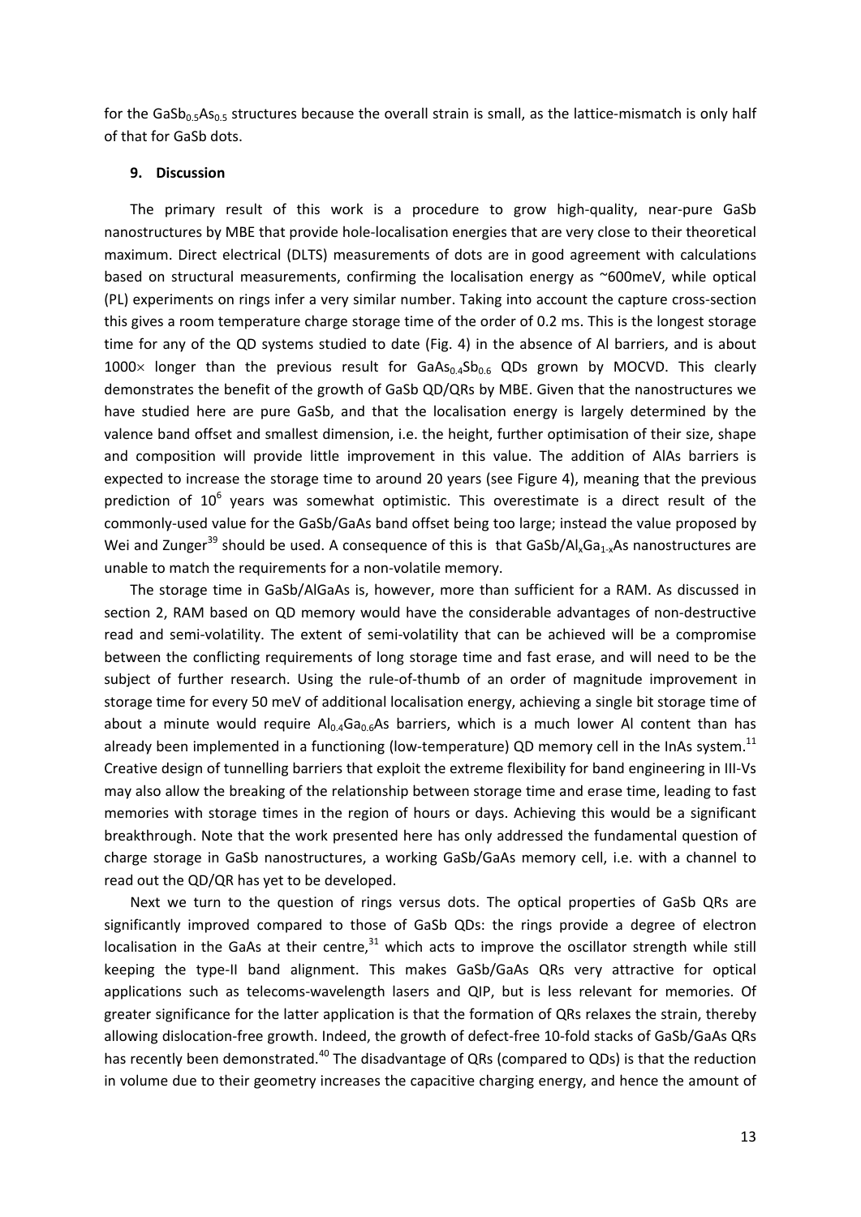for the $GaSb_{0.5}As_{0.5}$ structures because the overall strain is small, as the lattice-mismatch is only half of that for GaSb dots.

## 9. Discussion

The primary result of this work is a procedure to grow high-quality, near-pure GaSb nanostructures by MBE that provide hole-localisation energies that are very close to their theoretical maximum. Direct electrical (DLTS) measurements of dots are in good agreement with calculations based on structural measurements, confirming the localisation energy as ~600meV, while optical (PL) experiments on rings infer a very similar number. Taking into account the capture cross-section this gives a room temperature charge storage time of the order of 0.2 ms. This is the longest storage time for any of the QD systems studied to date (Fig. 4) in the absence of Al barriers, and is about 1000× longer than the previous result for $GaAs_{0.4}Sb_{0.6}$ QDs grown by MOCVD. This clearly demonstrates the benefit of the growth of GaSb QD/QRs by MBE. Given that the nanostructures we have studied here are pure GaSb, and that the localisation energy is largely determined by the valence band offset and smallest dimension, i.e. the height, further optimisation of their size, shape and composition will provide little improvement in this value. The addition of AlAs barriers is expected to increase the storage time to around 20 years (see Figure 4), meaning that the previous prediction of $10^6$ years was somewhat optimistic. This overestimate is a direct result of the commonly-used value for the GaSb/GaAs band offset being too large; instead the value proposed by Wei and Zunger[39] should be used. A consequence of this is that $GaSb/Al_xGa_{1-x}As$ nanostructures are unable to match the requirements for a non-volatile memory.

The storage time in GaSb/AlGaAs is, however, more than sufficient for a RAM. As discussed in section 2, RAM based on QD memory would have the considerable advantages of non-destructive read and semi-volatility. The extent of semi-volatility that can be achieved will be a compromise between the conflicting requirements of long storage time and fast erase, and will need to be the subject of further research. Using the rule-of-thumb of an order of magnitude improvement in storage time for every 50 meV of additional localisation energy, achieving a single bit storage time of about a minute would require $Al_{0.4}Ga_{0.6}As$ barriers, which is a much lower Al content than has already been implemented in a functioning (low-temperature) QD memory cell in the InAs system.[11] Creative design of tunnelling barriers that exploit the extreme flexibility for band engineering in III-Vs may also allow the breaking of the relationship between storage time and erase time, leading to fast memories with storage times in the region of hours or days. Achieving this would be a significant breakthrough. Note that the work presented here has only addressed the fundamental question of charge storage in GaSb nanostructures, a working GaSb/GaAs memory cell, i.e. with a channel to read out the QD/QR has yet to be developed.

Next we turn to the question of rings versus dots. The optical properties of GaSb QRs are significantly improved compared to those of GaSb QDs: the rings provide a degree of electron localisation in the GaAs at their centre,[31] which acts to improve the oscillator strength while still keeping the type-II band alignment. This makes GaSb/GaAs QRs very attractive for optical applications such as telecoms-wavelength lasers and QIP, but is less relevant for memories. Of greater significance for the latter application is that the formation of QRs relaxes the strain, thereby allowing dislocation-free growth. Indeed, the growth of defect-free 10-fold stacks of GaSb/GaAs QRs has recently been demonstrated.[40] The disadvantage of QRs (compared to QDs) is that the reduction in volume due to their geometry increases the capacitive charging energy, and hence the amount of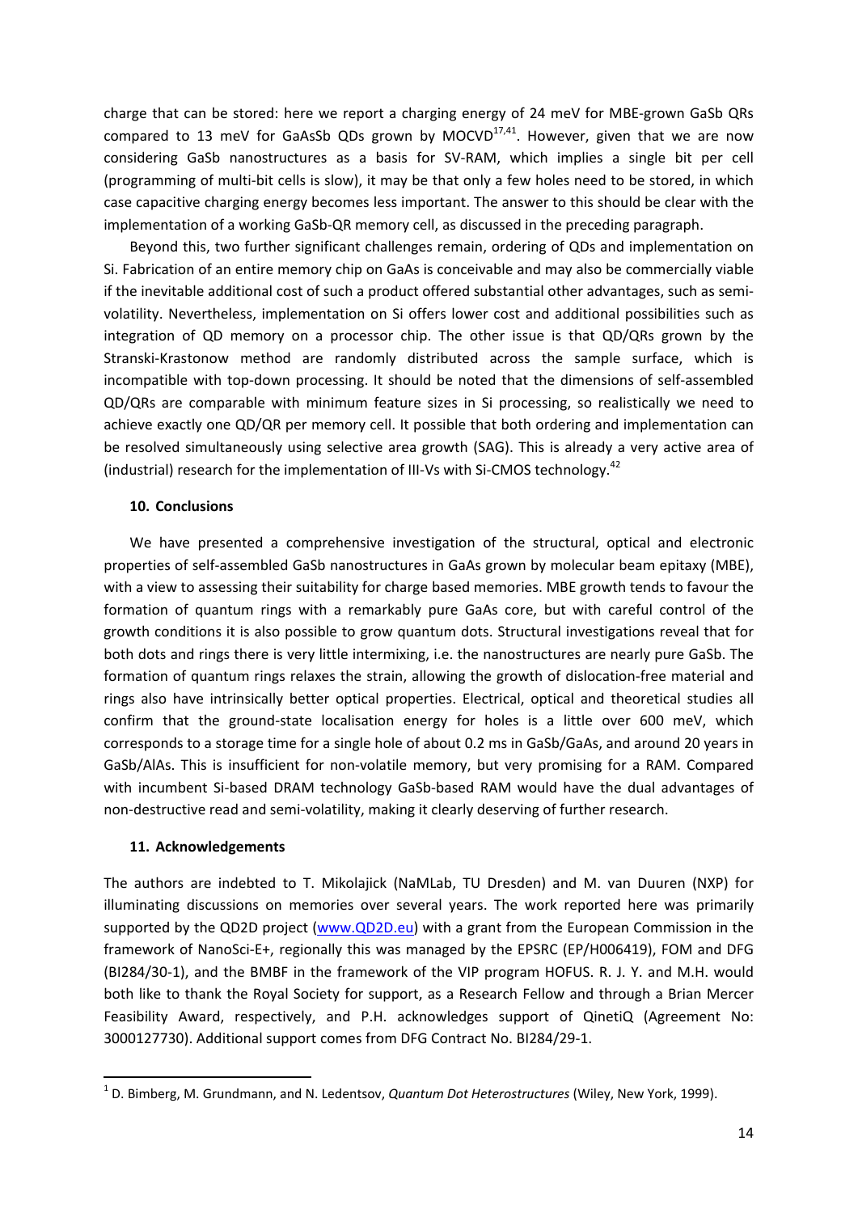charge that can be stored: here we report a charging energy of 24 meV for MBE-grown GaSb QRs compared to 13 meV for GaAsSb QDs grown by MOCVD[17,41]. However, given that we are now considering GaSb nanostructures as a basis for SV-RAM, which implies a single bit per cell (programming of multi-bit cells is slow), it may be that only a few holes need to be stored, in which case capacitive charging energy becomes less important. The answer to this should be clear with the implementation of a working GaSb-QR memory cell, as discussed in the preceding paragraph.

Beyond this, two further significant challenges remain, ordering of QDs and implementation on Si. Fabrication of an entire memory chip on GaAs is conceivable and may also be commercially viable if the inevitable additional cost of such a product offered substantial other advantages, such as semi-volatility. Nevertheless, implementation on Si offers lower cost and additional possibilities such as integration of QD memory on a processor chip. The other issue is that QD/QRs grown by the Stranski-Krastonow method are randomly distributed across the sample surface, which is incompatible with top-down processing. It should be noted that the dimensions of self-assembled QD/QRs are comparable with minimum feature sizes in Si processing, so realistically we need to achieve exactly one QD/QR per memory cell. It possible that both ordering and implementation can be resolved simultaneously using selective area growth (SAG). This is already a very active area of (industrial) research for the implementation of III-Vs with Si-CMOS technology.[42]

## 10. Conclusions

We have presented a comprehensive investigation of the structural, optical and electronic properties of self-assembled GaSb nanostructures in GaAs grown by molecular beam epitaxy (MBE), with a view to assessing their suitability for charge based memories. MBE growth tends to favour the formation of quantum rings with a remarkably pure GaAs core, but with careful control of the growth conditions it is also possible to grow quantum dots. Structural investigations reveal that for both dots and rings there is very little intermixing, i.e. the nanostructures are nearly pure GaSb. The formation of quantum rings relaxes the strain, allowing the growth of dislocation-free material and rings also have intrinsically better optical properties. Electrical, optical and theoretical studies all confirm that the ground-state localisation energy for holes is a little over 600 meV, which corresponds to a storage time for a single hole of about 0.2 ms in GaSb/GaAs, and around 20 years in GaSb/AlAs. This is insufficient for non-volatile memory, but very promising for a RAM. Compared with incumbent Si-based DRAM technology GaSb-based RAM would have the dual advantages of non-destructive read and semi-volatility, making it clearly deserving of further research.

## 11. Acknowledgements

The authors are indebted to T. Mikolajick (NaMLab, TU Dresden) and M. van Duuren (NXP) for illuminating discussions on memories over several years. The work reported here was primarily supported by the QD2D project (www.QD2D.eu) with a grant from the European Commission in the framework of NanoSci-E+, regionally this was managed by the EPSRC (EP/H006419), FOM and DFG (BI284/30-1), and the BMBF in the framework of the VIP program HOFUS. R. J. Y. and M.H. would both like to thank the Royal Society for support, as a Research Fellow and through a Brian Mercer Feasibility Award, respectively, and P.H. acknowledges support of QinetiQ (Agreement No: 3000127730). Additional support comes from DFG Contract No. BI284/29-1.

[1] D. Bimberg, M. Grundmann, and N. Ledentsov, *Quantum Dot Heterostructures* (Wiley, New York, 1999).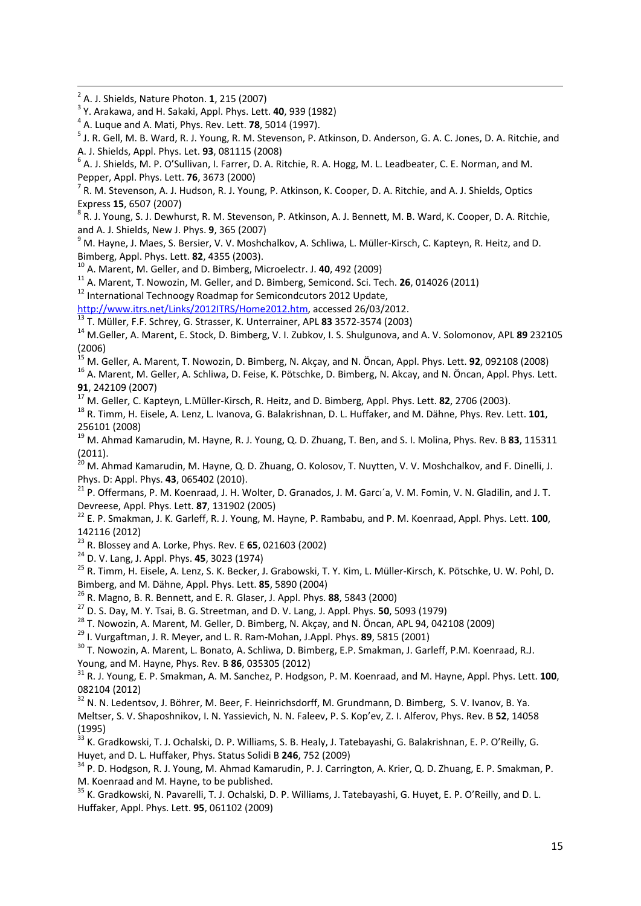[2] A. J. Shields, Nature Photon. **1**, 215 (2007)

[3] Y. Arakawa, and H. Sakaki, Appl. Phys. Lett. **40**, 939 (1982)

[4] A. Luque and A. Mati, Phys. Rev. Lett. **78**, 5014 (1997).

[5] J. R. Gell, M. B. Ward, R. J. Young, R. M. Stevenson, P. Atkinson, D. Anderson, G. A. C. Jones, D. A. Ritchie, and A. J. Shields, Appl. Phys. Let. **93**, 081115 (2008)

[6] A. J. Shields, M. P. O'Sullivan, I. Farrer, D. A. Ritchie, R. A. Hogg, M. L. Leadbeater, C. E. Norman, and M. Pepper, Appl. Phys. Lett. **76**, 3673 (2000)

[7] R. M. Stevenson, A. J. Hudson, R. J. Young, P. Atkinson, K. Cooper, D. A. Ritchie, and A. J. Shields, Optics Express **15**, 6507 (2007)

[8] R. J. Young, S. J. Dewhurst, R. M. Stevenson, P. Atkinson, A. J. Bennett, M. B. Ward, K. Cooper, D. A. Ritchie, and A. J. Shields, New J. Phys. **9**, 365 (2007)

[9] M. Hayne, J. Maes, S. Bersier, V. V. Moshchalkov, A. Schliwa, L. Müller-Kirsch, C. Kapteyn, R. Heitz, and D. Bimberg, Appl. Phys. Lett. **82**, 4355 (2003).

[10] A. Marent, M. Geller, and D. Bimberg, Microelectr. J. **40**, 492 (2009)

[11] A. Marent, T. Nowozin, M. Geller, and D. Bimberg, Semicond. Sci. Tech. **26**, 014026 (2011)

[12] International Technoogy Roadmap for Semicondcutors 2012 Update, http://www.itrs.net/Links/2012ITRS/Home2012.htm, accessed 26/03/2012.

[13] T. Müller, F.F. Schrey, G. Strasser, K. Unterrainer, APL **83** 3572-3574 (2003)

[14] M.Geller, A. Marent, E. Stock, D. Bimberg, V. I. Zubkov, I. S. Shulgunova, and A. V. Solomonov, APL **89** 232105 (2006)

[15] M. Geller, A. Marent, T. Nowozin, D. Bimberg, N. Akçay, and N. Öncan, Appl. Phys. Lett. **92**, 092108 (2008)

[16] A. Marent, M. Geller, A. Schliwa, D. Feise, K. Pötschke, D. Bimberg, N. Akcay, and N. Öncan, Appl. Phys. Lett. **91**, 242109 (2007)

[17] M. Geller, C. Kapteyn, L.Müller-Kirsch, R. Heitz, and D. Bimberg, Appl. Phys. Lett. **82**, 2706 (2003).

[18] R. Timm, H. Eisele, A. Lenz, L. Ivanova, G. Balakrishnan, D. L. Huffaker, and M. Dähne, Phys. Rev. Lett. **101**, 256101 (2008)

[19] M. Ahmad Kamarudin, M. Hayne, R. J. Young, Q. D. Zhuang, T. Ben, and S. I. Molina, Phys. Rev. B **83**, 115311 (2011).

[20] M. Ahmad Kamarudin, M. Hayne, Q. D. Zhuang, O. Kolosov, T. Nuytten, V. V. Moshchalkov, and F. Dinelli, J. Phys. D: Appl. Phys. **43**, 065402 (2010).

[21] P. Offermans, P. M. Koenraad, J. H. Wolter, D. Granados, J. M. Garcı´a, V. M. Fomin, V. N. Gladilin, and J. T. Devreese, Appl. Phys. Lett. **87**, 131902 (2005)

[22] E. P. Smakman, J. K. Garleff, R. J. Young, M. Hayne, P. Rambabu, and P. M. Koenraad, Appl. Phys. Lett. **100**, 142116 (2012)

[23] R. Blossey and A. Lorke, Phys. Rev. E **65**, 021603 (2002)

[24] D. V. Lang, J. Appl. Phys. **45**, 3023 (1974)

[25] R. Timm, H. Eisele, A. Lenz, S. K. Becker, J. Grabowski, T. Y. Kim, L. Müller-Kirsch, K. Pötschke, U. W. Pohl, D. Bimberg, and M. Dähne, Appl. Phys. Lett. **85**, 5890 (2004)

[26] R. Magno, B. R. Bennett, and E. R. Glaser, J. Appl. Phys. **88**, 5843 (2000)

[27] D. S. Day, M. Y. Tsai, B. G. Streetman, and D. V. Lang, J. Appl. Phys. **50**, 5093 (1979)

[28] T. Nowozin, A. Marent, M. Geller, D. Bimberg, N. Akçay, and N. Öncan, APL 94, 042108 (2009)

[29] I. Vurgaftman, J. R. Meyer, and L. R. Ram-Mohan, J.Appl. Phys. **89**, 5815 (2001)

[30] T. Nowozin, A. Marent, L. Bonato, A. Schliwa, D. Bimberg, E.P. Smakman, J. Garleff, P.M. Koenraad, R.J. Young, and M. Hayne, Phys. Rev. B **86**, 035305 (2012)

[31] R. J. Young, E. P. Smakman, A. M. Sanchez, P. Hodgson, P. M. Koenraad, and M. Hayne, Appl. Phys. Lett. **100**, 082104 (2012)

[32] N. N. Ledentsov, J. Böhrer, M. Beer, F. Heinrichsdorff, M. Grundmann, D. Bimberg, S. V. Ivanov, B. Ya. Meltser, S. V. Shaposhnikov, I. N. Yassievich, N. N. Faleev, P. S. Kop'ev, Z. I. Alferov, Phys. Rev. B **52**, 14058 (1995)

[33] K. Gradkowski, T. J. Ochalski, D. P. Williams, S. B. Healy, J. Tatebayashi, G. Balakrishnan, E. P. O'Reilly, G. Huyet, and D. L. Huffaker, Phys. Status Solidi B **246**, 752 (2009)

[34] P. D. Hodgson, R. J. Young, M. Ahmad Kamarudin, P. J. Carrington, A. Krier, Q. D. Zhuang, E. P. Smakman, P. M. Koenraad and M. Hayne, to be published.

[35] K. Gradkowski, N. Pavarelli, T. J. Ochalski, D. P. Williams, J. Tatebayashi, G. Huyet, E. P. O'Reilly, and D. L. Huffaker, Appl. Phys. Lett. **95**, 061102 (2009)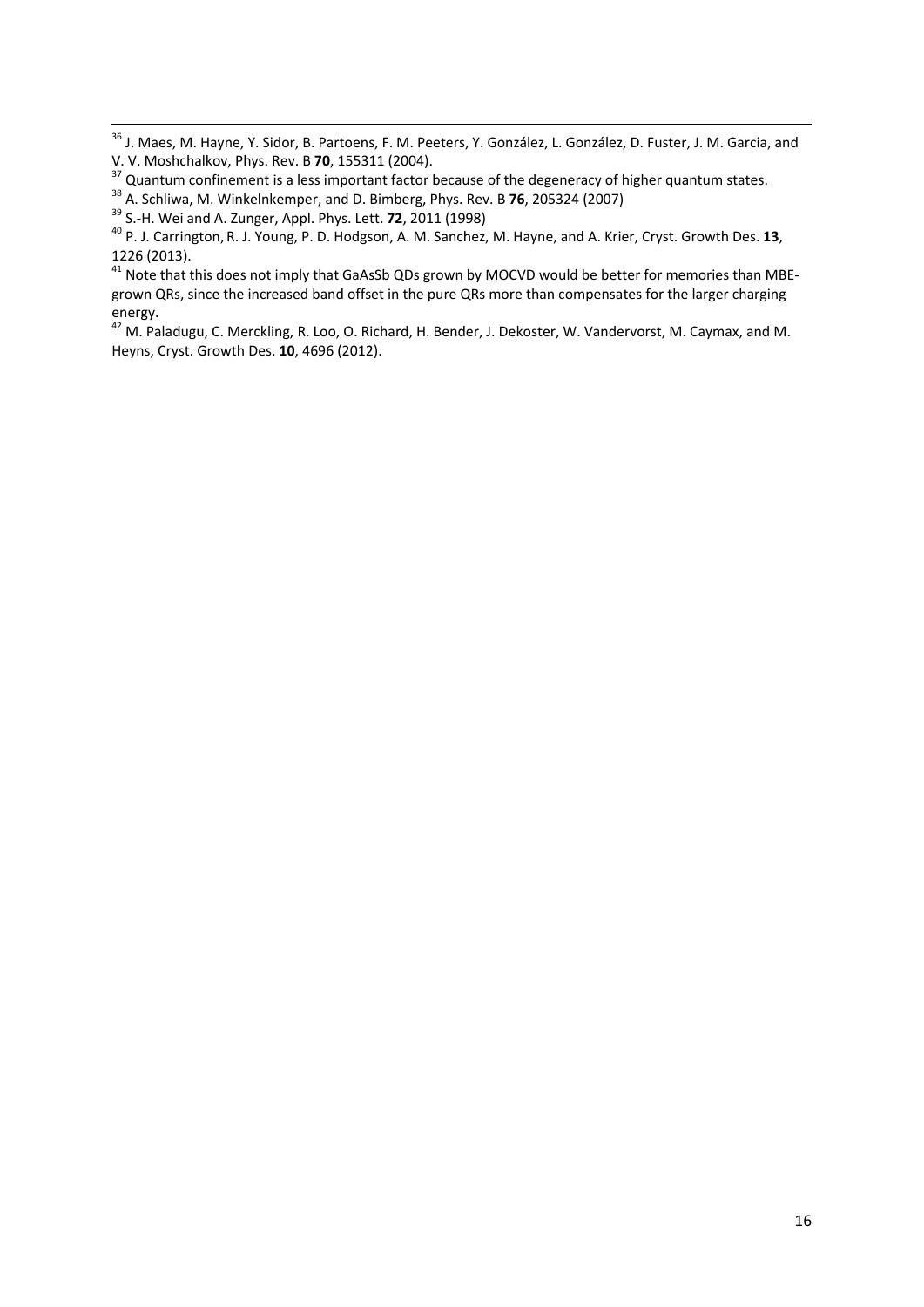[36] J. Maes, M. Hayne, Y. Sidor, B. Partoens, F. M. Peeters, Y. González, L. González, D. Fuster, J. M. Garcia, and V. V. Moshchalkov, Phys. Rev. B **70**, 155311 (2004).

[37] Quantum confinement is a less important factor because of the degeneracy of higher quantum states.

[38] A. Schliwa, M. Winkelnkemper, and D. Bimberg, Phys. Rev. B **76**, 205324 (2007)

[39] S.-H. Wei and A. Zunger, Appl. Phys. Lett. **72**, 2011 (1998)

[40] P. J. Carrington, R. J. Young, P. D. Hodgson, A. M. Sanchez, M. Hayne, and A. Krier, Cryst. Growth Des. **13**, 1226 (2013).

[41] Note that this does not imply that GaAsSb QDs grown by MOCVD would be better for memories than MBE-grown QRs, since the increased band offset in the pure QRs more than compensates for the larger charging energy.

[42] M. Paladugu, C. Merckling, R. Loo, O. Richard, H. Bender, J. Dekoster, W. Vandervorst, M. Caymax, and M. Heyns, Cryst. Growth Des. **10**, 4696 (2012).